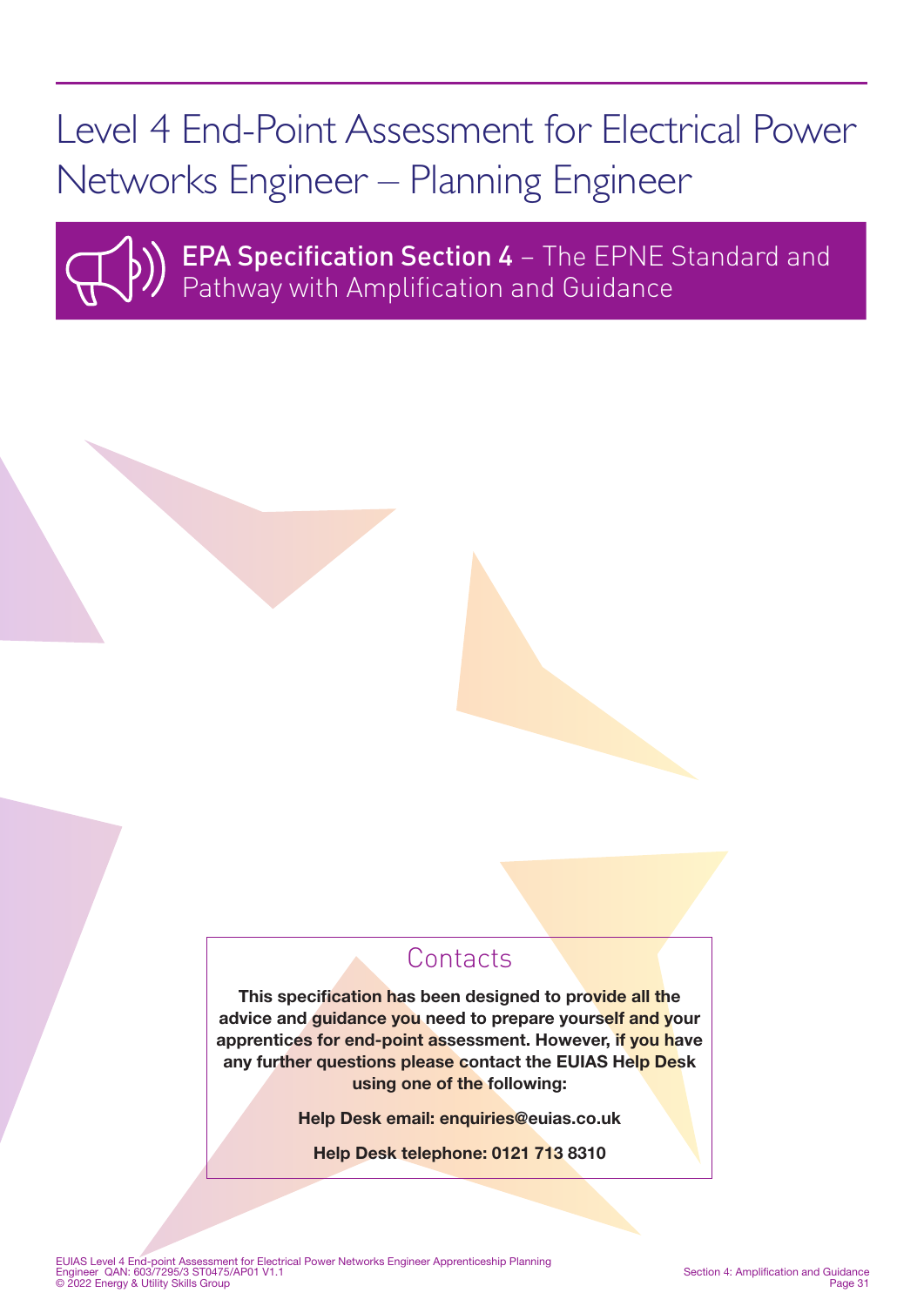# Level 4 End-Point Assessment for Electrical Power Networks Engineer – Planning Engineer

## EPA Specification Section 4 – The EPNE Standard and Pathway with Amplification and Guidance

### Contacts

**This specification has been designed to provide all the advice and guidance you need to prepare yourself and your apprentices for end-point assessment. However, if you have any further questions please contact the EUIAS Help Desk using one of the following:**

**Help Desk email: enquiries@euias.co.uk**

**Help Desk telephone: 0121 713 8310**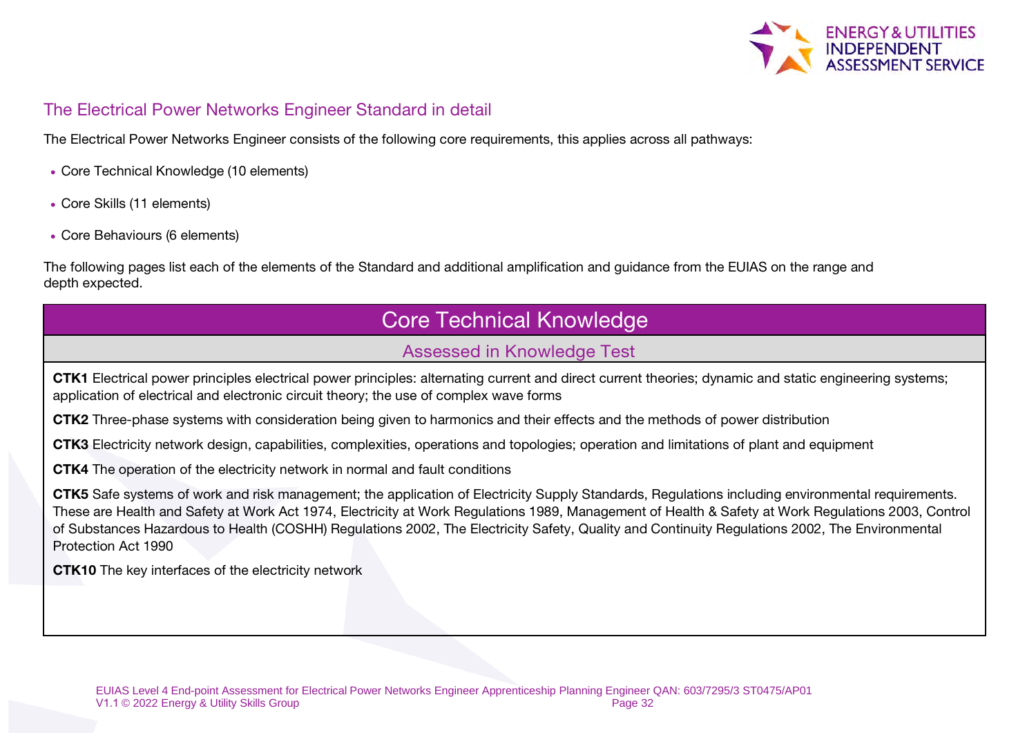## The Electrical Power Networks Engineer Standard in detail

The Electrical Power Networks Engineer consists of the following core requirements, this applies across all pathways:

- Core Technical Knowledge (10 elements)
- Core Skills (11 elements)
- Core Behaviours (6 elements)

The following pages list each of the elements of the Standard and additional amplification and guidance from the EUIAS on the range and depth expected.

| Core Technical Knowledge |
| --- |
| Assessed in Knowledge Test |
| **CTK1** Electrical power principles electrical power principles: alternating current and direct current theories; dynamic and static engineering systems; application of electrical and electronic circuit theory; the use of complex wave forms<br><br>**CTK2** Three-phase systems with consideration being given to harmonics and their effects and the methods of power distribution<br><br>**CTK3** Electricity network design, capabilities, complexities, operations and topologies; operation and limitations of plant and equipment<br><br>**CTK4** The operation of the electricity network in normal and fault conditions<br><br>**CTK5** Safe systems of work and risk management; the application of Electricity Supply Standards, Regulations including environmental requirements. These are Health and Safety at Work Act 1974, Electricity at Work Regulations 1989, Management of Health & Safety at Work Regulations 2003, Control of Substances Hazardous to Health (COSHH) Regulations 2002, The Electricity Safety, Quality and Continuity Regulations 2002, The Environmental Protection Act 1990<br><br>**CTK10** The key interfaces of the electricity network |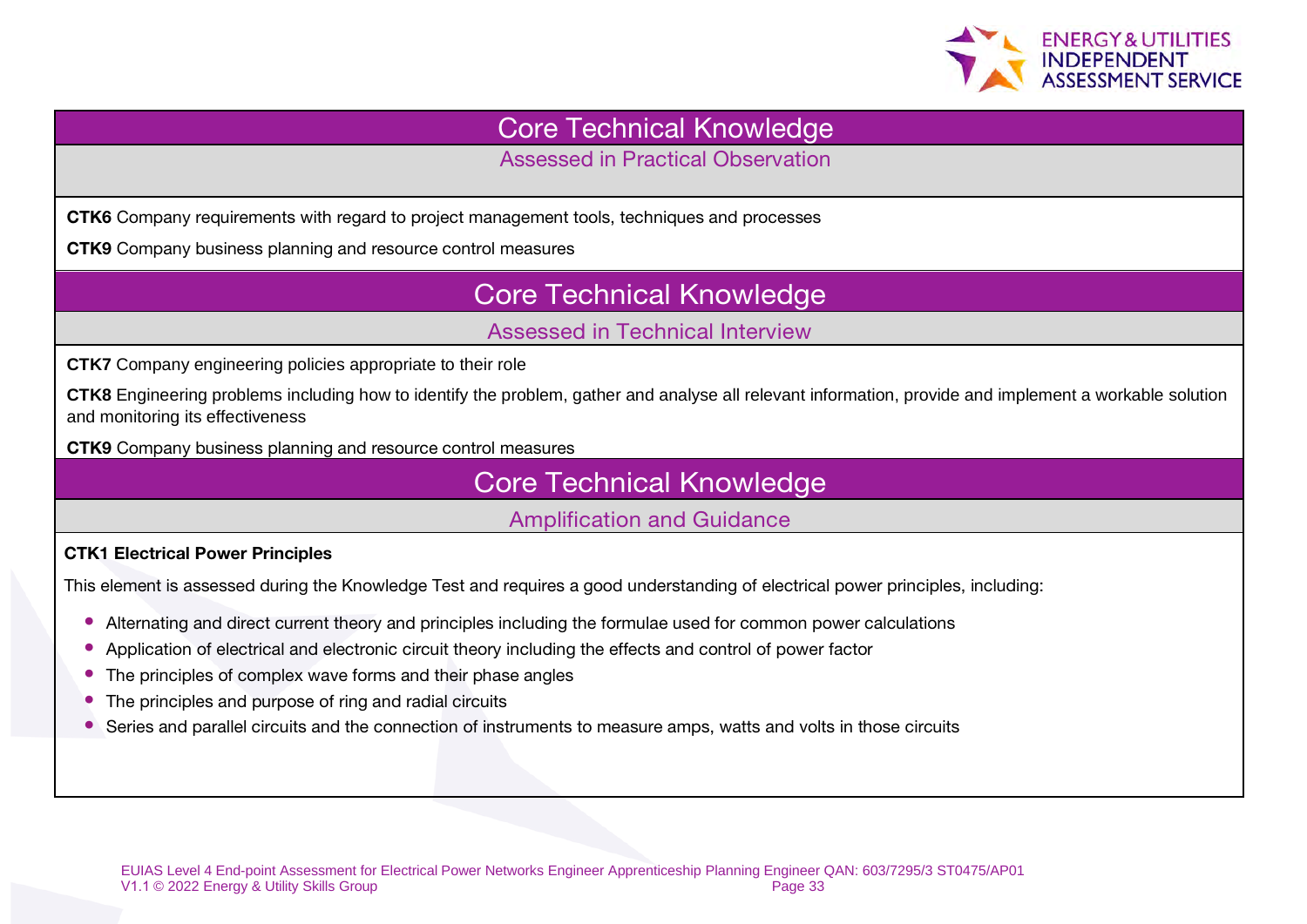## Core Technical Knowledge

### Assessed in Practical Observation

**CTK6** Company requirements with regard to project management tools, techniques and processes

**CTK9** Company business planning and resource control measures

## Core Technical Knowledge

### Assessed in Technical Interview

**CTK7** Company engineering policies appropriate to their role

**CTK8** Engineering problems including how to identify the problem, gather and analyse all relevant information, provide and implement a workable solution and monitoring its effectiveness

**CTK9** Company business planning and resource control measures

## Core Technical Knowledge

### Amplification and Guidance

**CTK1 Electrical Power Principles**

This element is assessed during the Knowledge Test and requires a good understanding of electrical power principles, including:

- Alternating and direct current theory and principles including the formulae used for common power calculations
- Application of electrical and electronic circuit theory including the effects and control of power factor
- The principles of complex wave forms and their phase angles
- The principles and purpose of ring and radial circuits
- Series and parallel circuits and the connection of instruments to measure amps, watts and volts in those circuits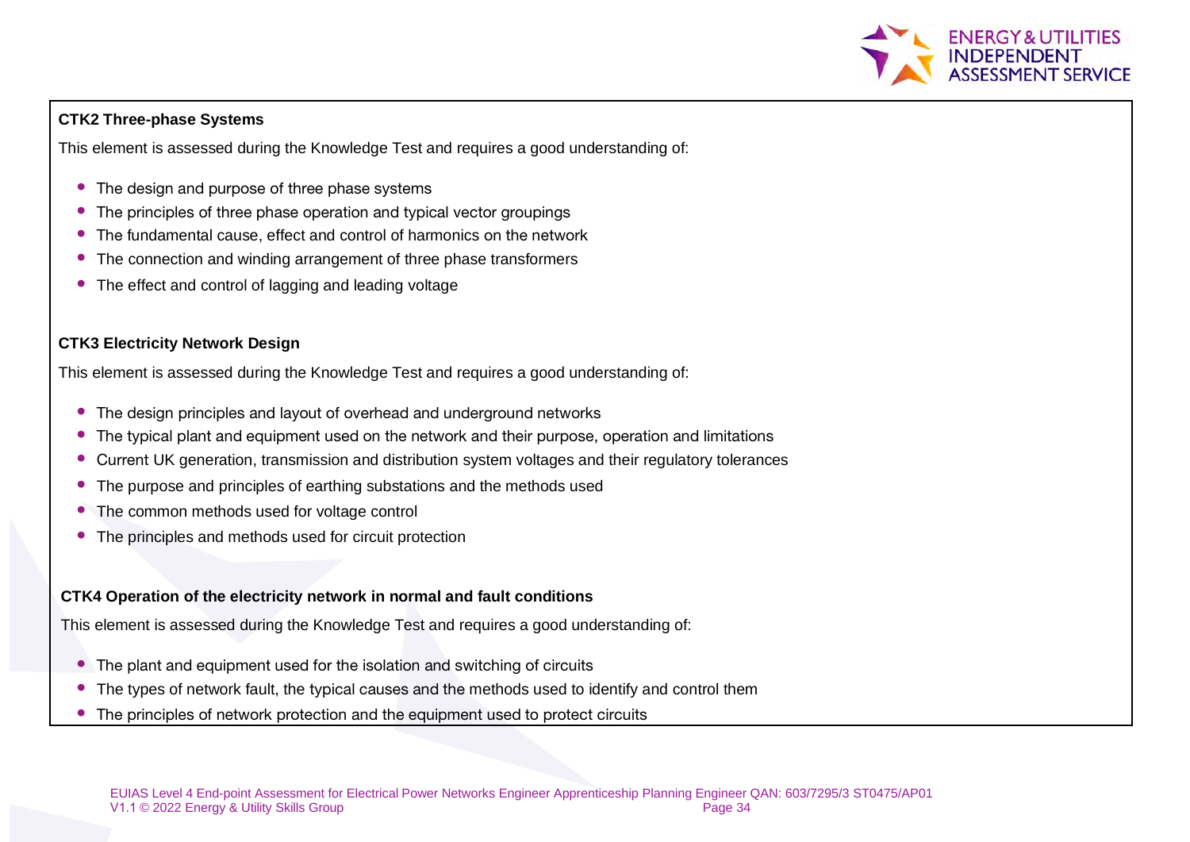**CTK2 Three-phase Systems**

This element is assessed during the Knowledge Test and requires a good understanding of:

- The design and purpose of three phase systems
- The principles of three phase operation and typical vector groupings
- The fundamental cause, effect and control of harmonics on the network
- The connection and winding arrangement of three phase transformers
- The effect and control of lagging and leading voltage

**CTK3 Electricity Network Design**

This element is assessed during the Knowledge Test and requires a good understanding of:

- The design principles and layout of overhead and underground networks
- The typical plant and equipment used on the network and their purpose, operation and limitations
- Current UK generation, transmission and distribution system voltages and their regulatory tolerances
- The purpose and principles of earthing substations and the methods used
- The common methods used for voltage control
- The principles and methods used for circuit protection

**CTK4 Operation of the electricity network in normal and fault conditions**

This element is assessed during the Knowledge Test and requires a good understanding of:

- The plant and equipment used for the isolation and switching of circuits
- The types of network fault, the typical causes and the methods used to identify and control them
- The principles of network protection and the equipment used to protect circuits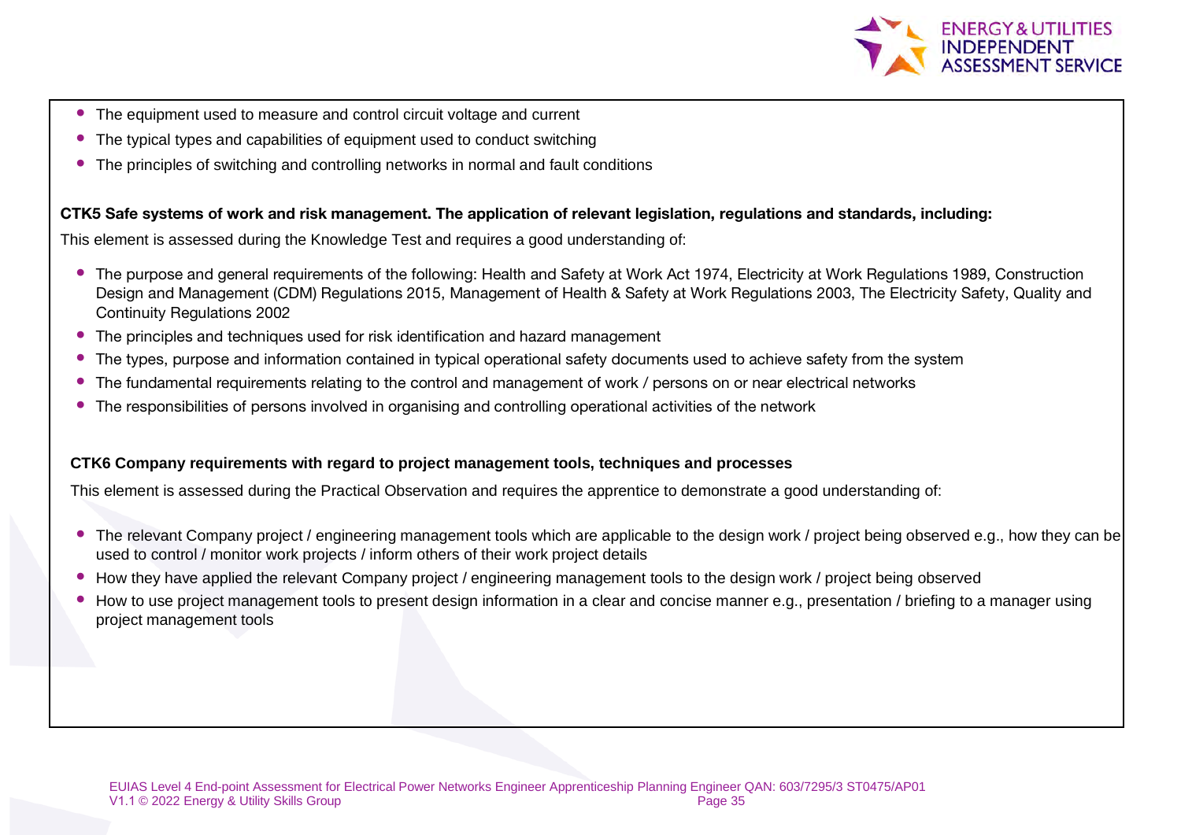- The equipment used to measure and control circuit voltage and current
- The typical types and capabilities of equipment used to conduct switching
- The principles of switching and controlling networks in normal and fault conditions

**CTK5 Safe systems of work and risk management. The application of relevant legislation, regulations and standards, including:**

This element is assessed during the Knowledge Test and requires a good understanding of:

- The purpose and general requirements of the following: Health and Safety at Work Act 1974, Electricity at Work Regulations 1989, Construction Design and Management (CDM) Regulations 2015, Management of Health & Safety at Work Regulations 2003, The Electricity Safety, Quality and Continuity Regulations 2002
- The principles and techniques used for risk identification and hazard management
- The types, purpose and information contained in typical operational safety documents used to achieve safety from the system
- The fundamental requirements relating to the control and management of work / persons on or near electrical networks
- The responsibilities of persons involved in organising and controlling operational activities of the network

**CTK6 Company requirements with regard to project management tools, techniques and processes**

This element is assessed during the Practical Observation and requires the apprentice to demonstrate a good understanding of:

- The relevant Company project / engineering management tools which are applicable to the design work / project being observed e.g., how they can be used to control / monitor work projects / inform others of their work project details
- How they have applied the relevant Company project / engineering management tools to the design work / project being observed
- How to use project management tools to present design information in a clear and concise manner e.g., presentation / briefing to a manager using project management tools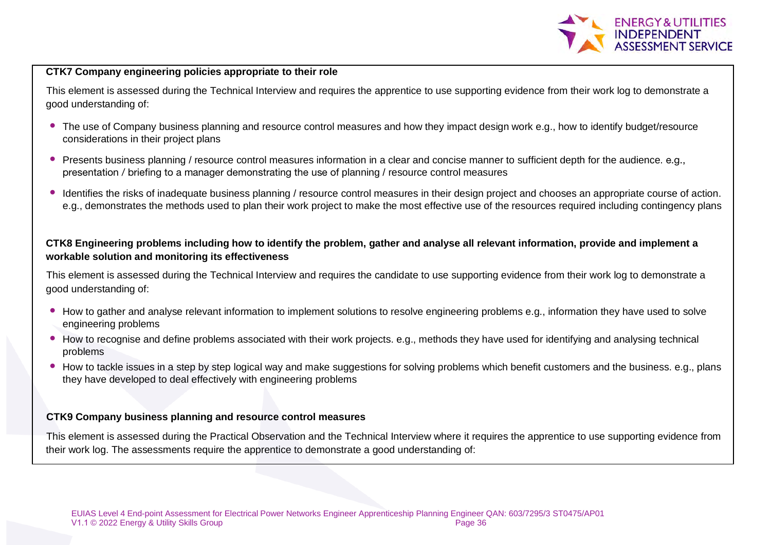**CTK7 Company engineering policies appropriate to their role**

This element is assessed during the Technical Interview and requires the apprentice to use supporting evidence from their work log to demonstrate a good understanding of:

- The use of Company business planning and resource control measures and how they impact design work e.g., how to identify budget/resource considerations in their project plans
- Presents business planning / resource control measures information in a clear and concise manner to sufficient depth for the audience. e.g., presentation / briefing to a manager demonstrating the use of planning / resource control measures
- Identifies the risks of inadequate business planning / resource control measures in their design project and chooses an appropriate course of action. e.g., demonstrates the methods used to plan their work project to make the most effective use of the resources required including contingency plans

**CTK8 Engineering problems including how to identify the problem, gather and analyse all relevant information, provide and implement a workable solution and monitoring its effectiveness**

This element is assessed during the Technical Interview and requires the candidate to use supporting evidence from their work log to demonstrate a good understanding of:

- How to gather and analyse relevant information to implement solutions to resolve engineering problems e.g., information they have used to solve engineering problems
- How to recognise and define problems associated with their work projects. e.g., methods they have used for identifying and analysing technical problems
- How to tackle issues in a step by step logical way and make suggestions for solving problems which benefit customers and the business. e.g., plans they have developed to deal effectively with engineering problems

**CTK9 Company business planning and resource control measures**

This element is assessed during the Practical Observation and the Technical Interview where it requires the apprentice to use supporting evidence from their work log. The assessments require the apprentice to demonstrate a good understanding of: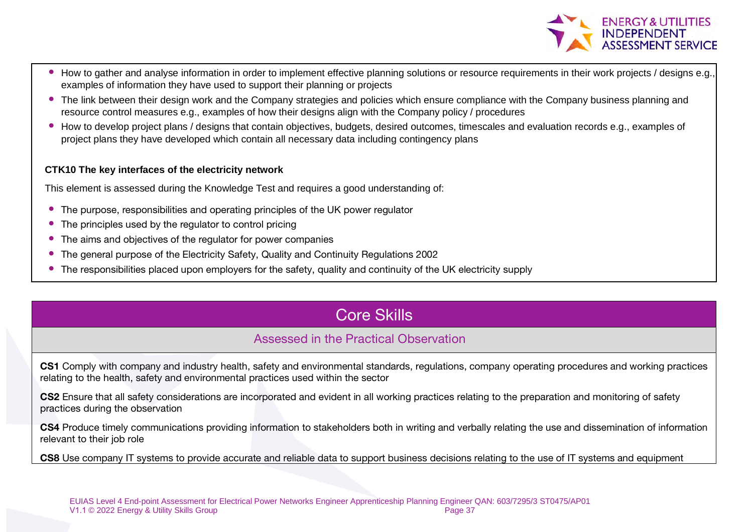- How to gather and analyse information in order to implement effective planning solutions or resource requirements in their work projects / designs e.g., examples of information they have used to support their planning or projects
- The link between their design work and the Company strategies and policies which ensure compliance with the Company business planning and resource control measures e.g., examples of how their designs align with the Company policy / procedures
- How to develop project plans / designs that contain objectives, budgets, desired outcomes, timescales and evaluation records e.g., examples of project plans they have developed which contain all necessary data including contingency plans

**CTK10 The key interfaces of the electricity network**

This element is assessed during the Knowledge Test and requires a good understanding of:

- The purpose, responsibilities and operating principles of the UK power regulator
- The principles used by the regulator to control pricing
- The aims and objectives of the regulator for power companies
- The general purpose of the Electricity Safety, Quality and Continuity Regulations 2002
- The responsibilities placed upon employers for the safety, quality and continuity of the UK electricity supply

## Core Skills

### Assessed in the Practical Observation

**CS1** Comply with company and industry health, safety and environmental standards, regulations, company operating procedures and working practices relating to the health, safety and environmental practices used within the sector

**CS2** Ensure that all safety considerations are incorporated and evident in all working practices relating to the preparation and monitoring of safety practices during the observation

**CS4** Produce timely communications providing information to stakeholders both in writing and verbally relating the use and dissemination of information relevant to their job role

**CS8** Use company IT systems to provide accurate and reliable data to support business decisions relating to the use of IT systems and equipment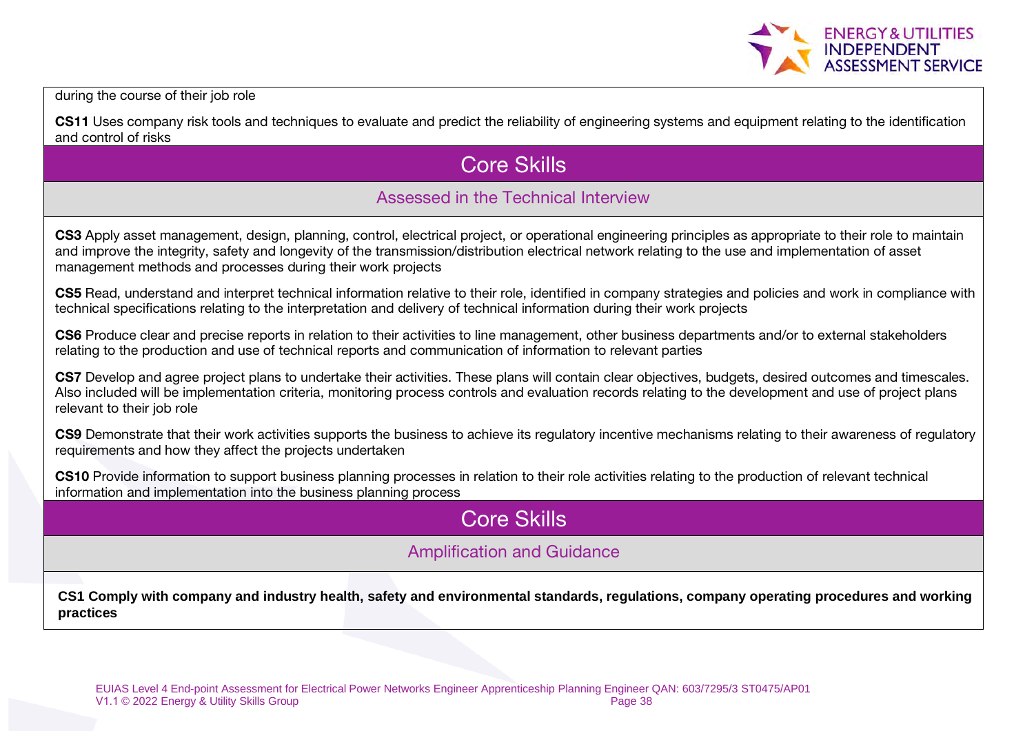during the course of their job role

**CS11** Uses company risk tools and techniques to evaluate and predict the reliability of engineering systems and equipment relating to the identification and control of risks

## Core Skills

### Assessed in the Technical Interview

**CS3** Apply asset management, design, planning, control, electrical project, or operational engineering principles as appropriate to their role to maintain and improve the integrity, safety and longevity of the transmission/distribution electrical network relating to the use and implementation of asset management methods and processes during their work projects

**CS5** Read, understand and interpret technical information relative to their role, identified in company strategies and policies and work in compliance with technical specifications relating to the interpretation and delivery of technical information during their work projects

**CS6** Produce clear and precise reports in relation to their activities to line management, other business departments and/or to external stakeholders relating to the production and use of technical reports and communication of information to relevant parties

**CS7** Develop and agree project plans to undertake their activities. These plans will contain clear objectives, budgets, desired outcomes and timescales. Also included will be implementation criteria, monitoring process controls and evaluation records relating to the development and use of project plans relevant to their job role

**CS9** Demonstrate that their work activities supports the business to achieve its regulatory incentive mechanisms relating to their awareness of regulatory requirements and how they affect the projects undertaken

**CS10** Provide information to support business planning processes in relation to their role activities relating to the production of relevant technical information and implementation into the business planning process

## Core Skills

### Amplification and Guidance

**CS1 Comply with company and industry health, safety and environmental standards, regulations, company operating procedures and working practices**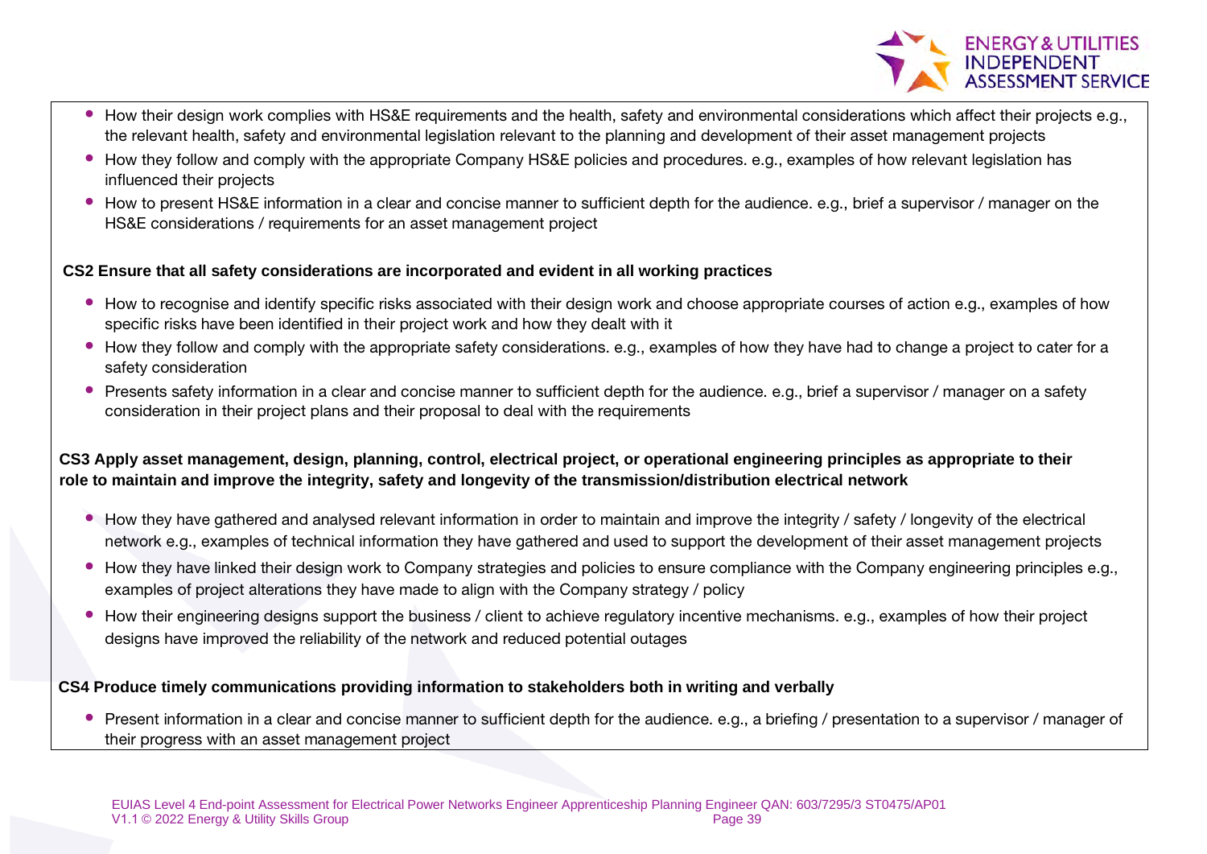- How their design work complies with HS&E requirements and the health, safety and environmental considerations which affect their projects e.g., the relevant health, safety and environmental legislation relevant to the planning and development of their asset management projects
- How they follow and comply with the appropriate Company HS&E policies and procedures. e.g., examples of how relevant legislation has influenced their projects
- How to present HS&E information in a clear and concise manner to sufficient depth for the audience. e.g., brief a supervisor / manager on the HS&E considerations / requirements for an asset management project

**CS2 Ensure that all safety considerations are incorporated and evident in all working practices**

- How to recognise and identify specific risks associated with their design work and choose appropriate courses of action e.g., examples of how specific risks have been identified in their project work and how they dealt with it
- How they follow and comply with the appropriate safety considerations. e.g., examples of how they have had to change a project to cater for a safety consideration
- Presents safety information in a clear and concise manner to sufficient depth for the audience. e.g., brief a supervisor / manager on a safety consideration in their project plans and their proposal to deal with the requirements

**CS3 Apply asset management, design, planning, control, electrical project, or operational engineering principles as appropriate to their role to maintain and improve the integrity, safety and longevity of the transmission/distribution electrical network**

- How they have gathered and analysed relevant information in order to maintain and improve the integrity / safety / longevity of the electrical network e.g., examples of technical information they have gathered and used to support the development of their asset management projects
- How they have linked their design work to Company strategies and policies to ensure compliance with the Company engineering principles e.g., examples of project alterations they have made to align with the Company strategy / policy
- How their engineering designs support the business / client to achieve regulatory incentive mechanisms. e.g., examples of how their project designs have improved the reliability of the network and reduced potential outages

**CS4 Produce timely communications providing information to stakeholders both in writing and verbally**

- Present information in a clear and concise manner to sufficient depth for the audience. e.g., a briefing / presentation to a supervisor / manager of their progress with an asset management project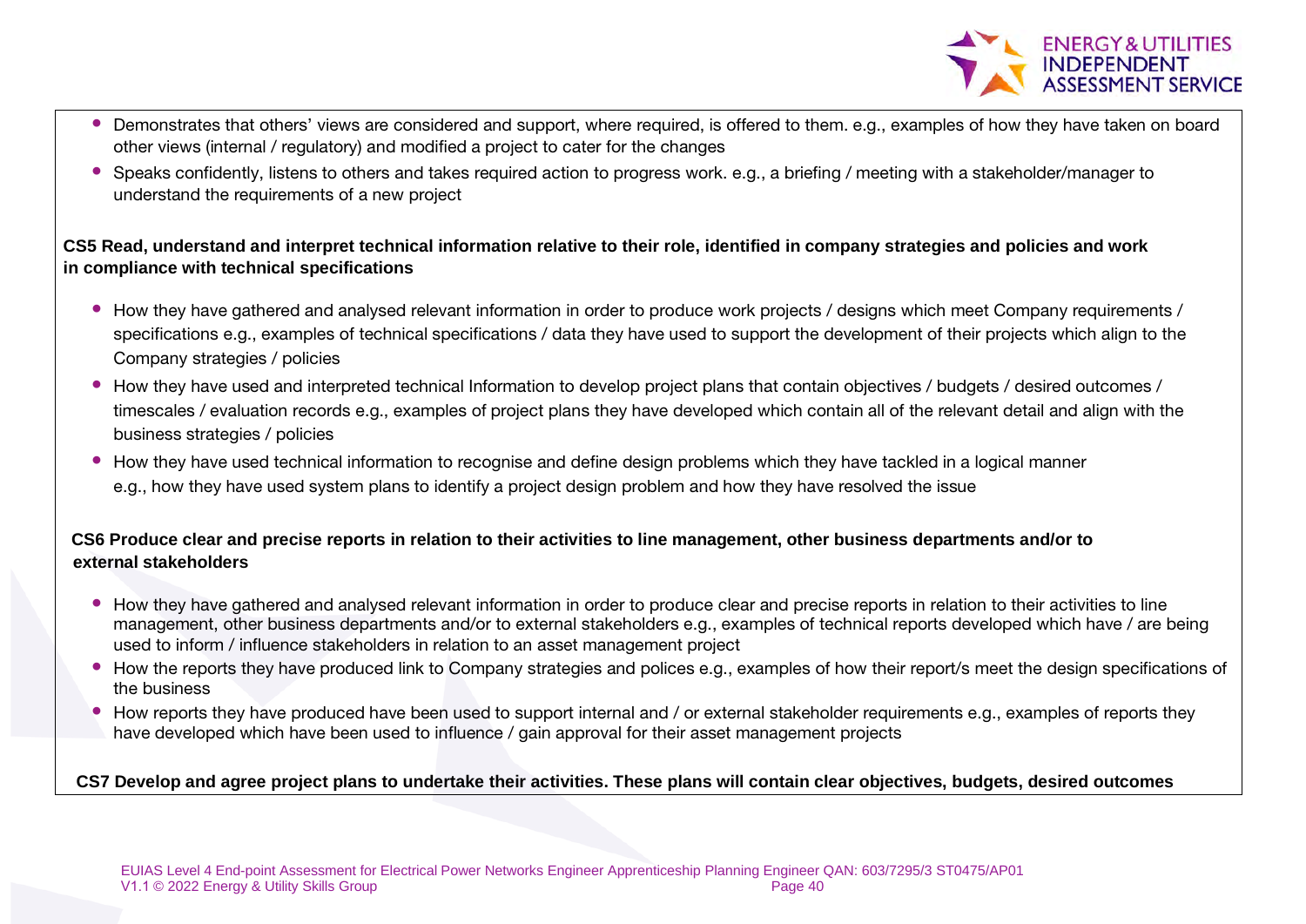- Demonstrates that others' views are considered and support, where required, is offered to them. e.g., examples of how they have taken on board other views (internal / regulatory) and modified a project to cater for the changes
- Speaks confidently, listens to others and takes required action to progress work. e.g., a briefing / meeting with a stakeholder/manager to understand the requirements of a new project

**CS5 Read, understand and interpret technical information relative to their role, identified in company strategies and policies and work in compliance with technical specifications**

- How they have gathered and analysed relevant information in order to produce work projects / designs which meet Company requirements / specifications e.g., examples of technical specifications / data they have used to support the development of their projects which align to the Company strategies / policies
- How they have used and interpreted technical Information to develop project plans that contain objectives / budgets / desired outcomes / timescales / evaluation records e.g., examples of project plans they have developed which contain all of the relevant detail and align with the business strategies / policies
- How they have used technical information to recognise and define design problems which they have tackled in a logical manner e.g., how they have used system plans to identify a project design problem and how they have resolved the issue

**CS6 Produce clear and precise reports in relation to their activities to line management, other business departments and/or to external stakeholders**

- How they have gathered and analysed relevant information in order to produce clear and precise reports in relation to their activities to line management, other business departments and/or to external stakeholders e.g., examples of technical reports developed which have / are being used to inform / influence stakeholders in relation to an asset management project
- How the reports they have produced link to Company strategies and polices e.g., examples of how their report/s meet the design specifications of the business
- How reports they have produced have been used to support internal and / or external stakeholder requirements e.g., examples of reports they have developed which have been used to influence / gain approval for their asset management projects

**CS7 Develop and agree project plans to undertake their activities. These plans will contain clear objectives, budgets, desired outcomes**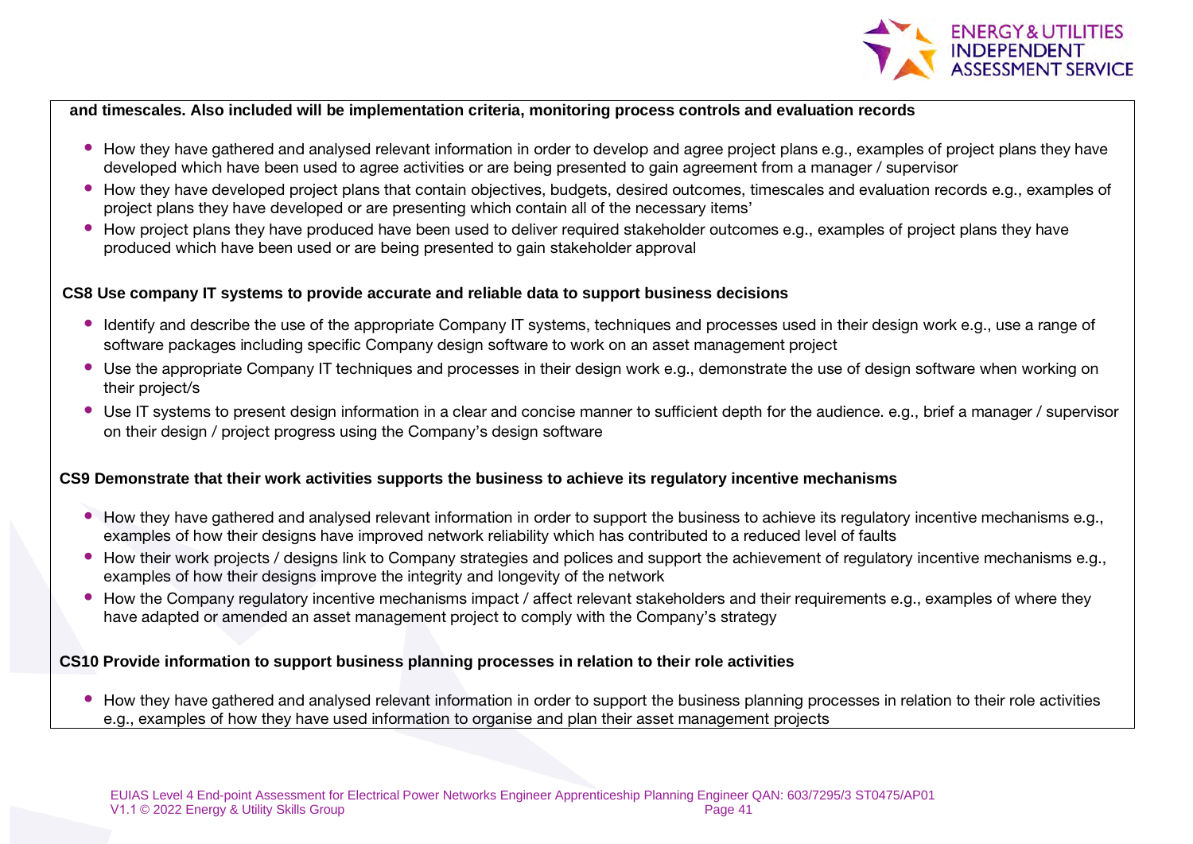**and timescales. Also included will be implementation criteria, monitoring process controls and evaluation records**

- How they have gathered and analysed relevant information in order to develop and agree project plans e.g., examples of project plans they have developed which have been used to agree activities or are being presented to gain agreement from a manager / supervisor
- How they have developed project plans that contain objectives, budgets, desired outcomes, timescales and evaluation records e.g., examples of project plans they have developed or are presenting which contain all of the necessary items'
- How project plans they have produced have been used to deliver required stakeholder outcomes e.g., examples of project plans they have produced which have been used or are being presented to gain stakeholder approval

**CS8 Use company IT systems to provide accurate and reliable data to support business decisions**

- Identify and describe the use of the appropriate Company IT systems, techniques and processes used in their design work e.g., use a range of software packages including specific Company design software to work on an asset management project
- Use the appropriate Company IT techniques and processes in their design work e.g., demonstrate the use of design software when working on their project/s
- Use IT systems to present design information in a clear and concise manner to sufficient depth for the audience. e.g., brief a manager / supervisor on their design / project progress using the Company's design software

**CS9 Demonstrate that their work activities supports the business to achieve its regulatory incentive mechanisms**

- How they have gathered and analysed relevant information in order to support the business to achieve its regulatory incentive mechanisms e.g., examples of how their designs have improved network reliability which has contributed to a reduced level of faults
- How their work projects / designs link to Company strategies and polices and support the achievement of regulatory incentive mechanisms e.g., examples of how their designs improve the integrity and longevity of the network
- How the Company regulatory incentive mechanisms impact / affect relevant stakeholders and their requirements e.g., examples of where they have adapted or amended an asset management project to comply with the Company's strategy

**CS10 Provide information to support business planning processes in relation to their role activities**

- How they have gathered and analysed relevant information in order to support the business planning processes in relation to their role activities e.g., examples of how they have used information to organise and plan their asset management projects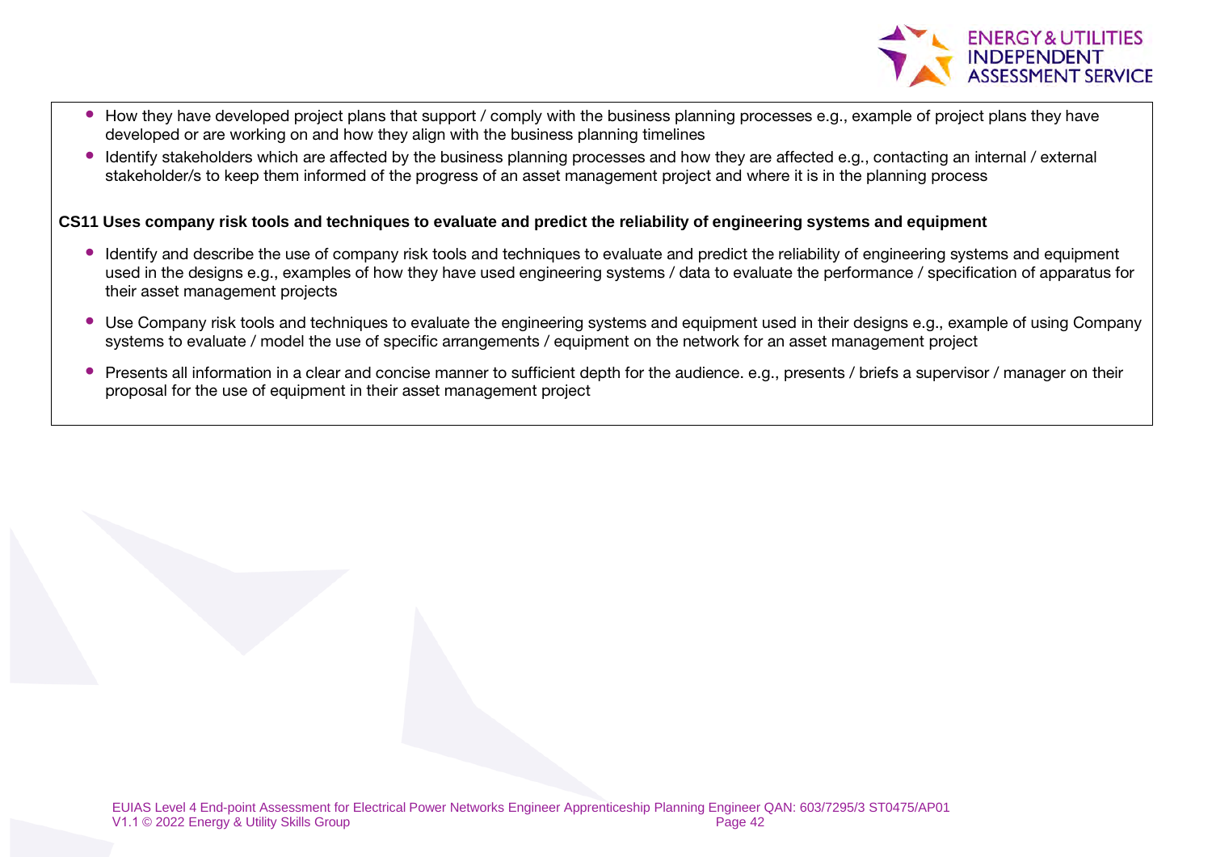- How they have developed project plans that support / comply with the business planning processes e.g., example of project plans they have developed or are working on and how they align with the business planning timelines
- Identify stakeholders which are affected by the business planning processes and how they are affected e.g., contacting an internal / external stakeholder/s to keep them informed of the progress of an asset management project and where it is in the planning process

**CS11 Uses company risk tools and techniques to evaluate and predict the reliability of engineering systems and equipment**

- Identify and describe the use of company risk tools and techniques to evaluate and predict the reliability of engineering systems and equipment used in the designs e.g., examples of how they have used engineering systems / data to evaluate the performance / specification of apparatus for their asset management projects
- Use Company risk tools and techniques to evaluate the engineering systems and equipment used in their designs e.g., example of using Company systems to evaluate / model the use of specific arrangements / equipment on the network for an asset management project
- Presents all information in a clear and concise manner to sufficient depth for the audience. e.g., presents / briefs a supervisor / manager on their proposal for the use of equipment in their asset management project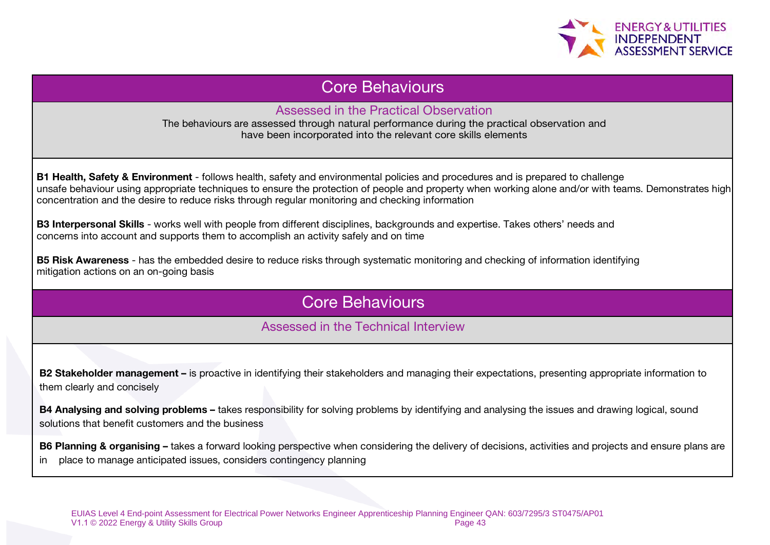## Core Behaviours

### Assessed in the Practical Observation

The behaviours are assessed through natural performance during the practical observation and have been incorporated into the relevant core skills elements

**B1 Health, Safety & Environment** - follows health, safety and environmental policies and procedures and is prepared to challenge unsafe behaviour using appropriate techniques to ensure the protection of people and property when working alone and/or with teams. Demonstrates high concentration and the desire to reduce risks through regular monitoring and checking information

**B3 Interpersonal Skills** - works well with people from different disciplines, backgrounds and expertise. Takes others' needs and concerns into account and supports them to accomplish an activity safely and on time

**B5 Risk Awareness** - has the embedded desire to reduce risks through systematic monitoring and checking of information identifying mitigation actions on an on-going basis

## Core Behaviours

### Assessed in the Technical Interview

**B2 Stakeholder management –** is proactive in identifying their stakeholders and managing their expectations, presenting appropriate information to them clearly and concisely

**B4 Analysing and solving problems –** takes responsibility for solving problems by identifying and analysing the issues and drawing logical, sound solutions that benefit customers and the business

**B6 Planning & organising –** takes a forward looking perspective when considering the delivery of decisions, activities and projects and ensure plans are in place to manage anticipated issues, considers contingency planning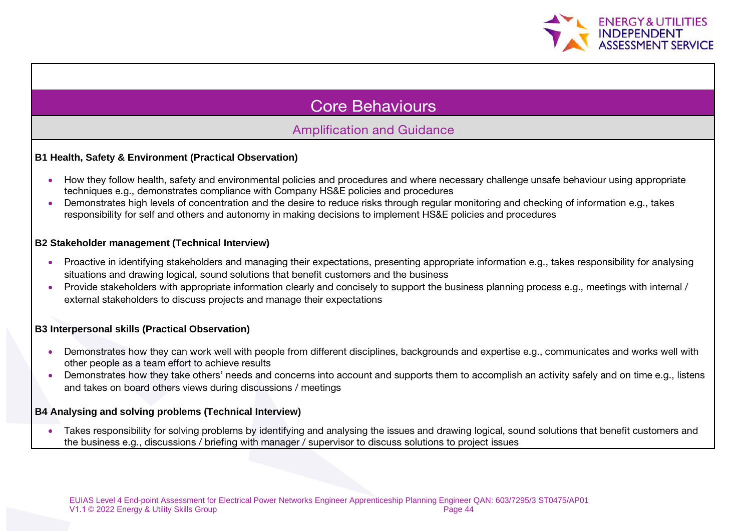# Core Behaviours

## Amplification and Guidance

**B1 Health, Safety & Environment (Practical Observation)**

- How they follow health, safety and environmental policies and procedures and where necessary challenge unsafe behaviour using appropriate techniques e.g., demonstrates compliance with Company HS&E policies and procedures
- Demonstrates high levels of concentration and the desire to reduce risks through regular monitoring and checking of information e.g., takes responsibility for self and others and autonomy in making decisions to implement HS&E policies and procedures

**B2 Stakeholder management (Technical Interview)**

- Proactive in identifying stakeholders and managing their expectations, presenting appropriate information e.g., takes responsibility for analysing situations and drawing logical, sound solutions that benefit customers and the business
- Provide stakeholders with appropriate information clearly and concisely to support the business planning process e.g., meetings with internal / external stakeholders to discuss projects and manage their expectations

**B3 Interpersonal skills (Practical Observation)**

- Demonstrates how they can work well with people from different disciplines, backgrounds and expertise e.g., communicates and works well with other people as a team effort to achieve results
- Demonstrates how they take others' needs and concerns into account and supports them to accomplish an activity safely and on time e.g., listens and takes on board others views during discussions / meetings

**B4 Analysing and solving problems (Technical Interview)**

- Takes responsibility for solving problems by identifying and analysing the issues and drawing logical, sound solutions that benefit customers and the business e.g., discussions / briefing with manager / supervisor to discuss solutions to project issues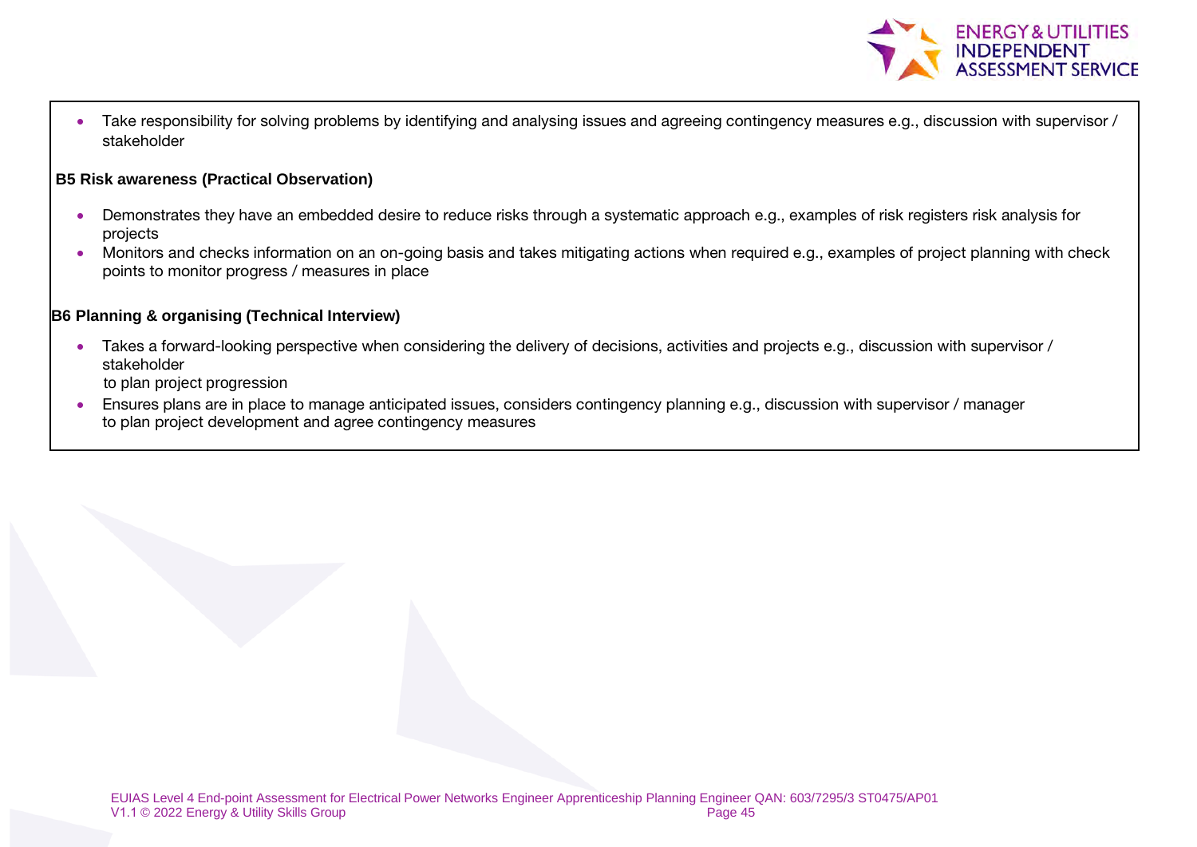- Take responsibility for solving problems by identifying and analysing issues and agreeing contingency measures e.g., discussion with supervisor / stakeholder

**B5 Risk awareness (Practical Observation)**

- Demonstrates they have an embedded desire to reduce risks through a systematic approach e.g., examples of risk registers risk analysis for projects
- Monitors and checks information on an on-going basis and takes mitigating actions when required e.g., examples of project planning with check points to monitor progress / measures in place

**B6 Planning & organising (Technical Interview)**

- Takes a forward-looking perspective when considering the delivery of decisions, activities and projects e.g., discussion with supervisor / stakeholder
  to plan project progression
- Ensures plans are in place to manage anticipated issues, considers contingency planning e.g., discussion with supervisor / manager to plan project development and agree contingency measures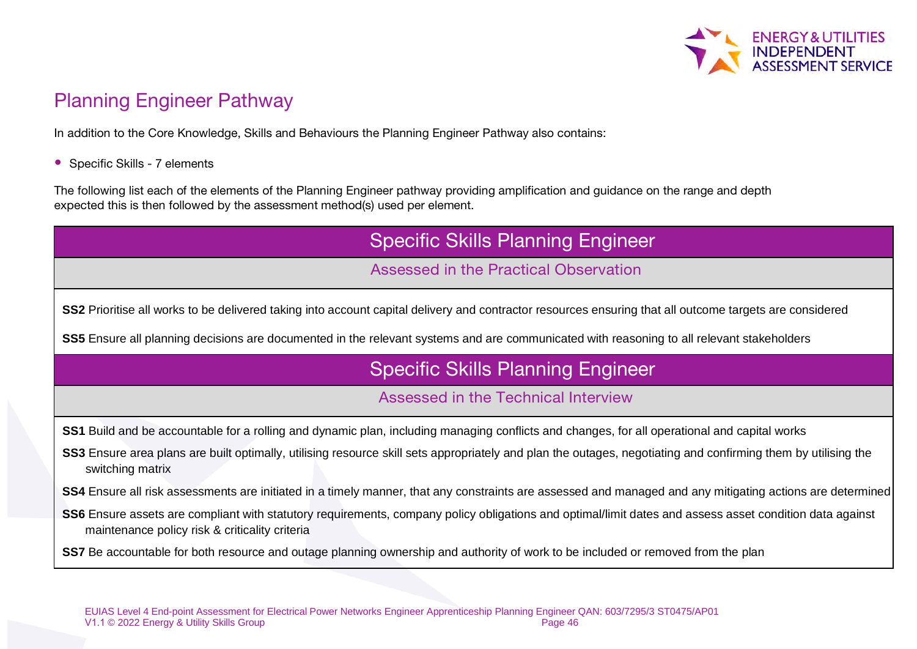## Planning Engineer Pathway

In addition to the Core Knowledge, Skills and Behaviours the Planning Engineer Pathway also contains:

- Specific Skills - 7 elements

The following list each of the elements of the Planning Engineer pathway providing amplification and guidance on the range and depth expected this is then followed by the assessment method(s) used per element.

| Specific Skills Planning Engineer |
| --- |
| Assessed in the Practical Observation |
| **SS2** Prioritise all works to be delivered taking into account capital delivery and contractor resources ensuring that all outcome targets are considered<br><br>**SS5** Ensure all planning decisions are documented in the relevant systems and are communicated with reasoning to all relevant stakeholders |

| Specific Skills Planning Engineer |
| --- |
| Assessed in the Technical Interview |
| **SS1** Build and be accountable for a rolling and dynamic plan, including managing conflicts and changes, for all operational and capital works<br><br>**SS3** Ensure area plans are built optimally, utilising resource skill sets appropriately and plan the outages, negotiating and confirming them by utilising the switching matrix<br><br>**SS4** Ensure all risk assessments are initiated in a timely manner, that any constraints are assessed and managed and any mitigating actions are determined<br><br>**SS6** Ensure assets are compliant with statutory requirements, company policy obligations and optimal/limit dates and assess asset condition data against maintenance policy risk & criticality criteria<br><br>**SS7** Be accountable for both resource and outage planning ownership and authority of work to be included or removed from the plan |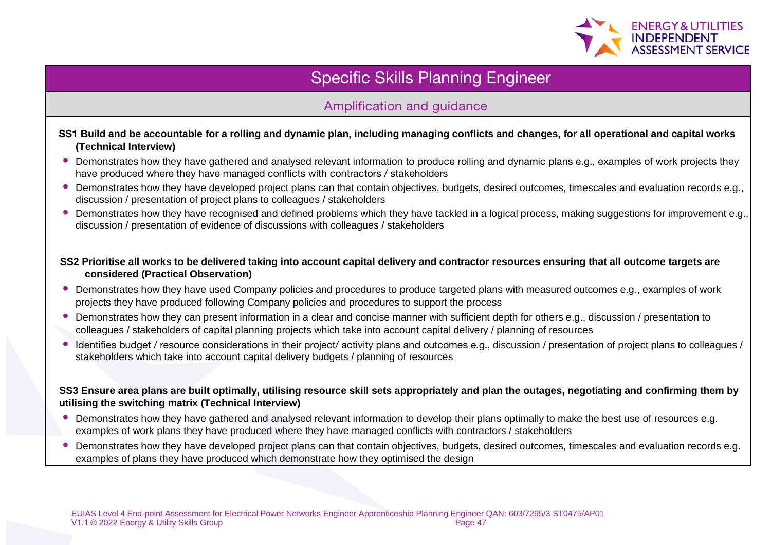# Specific Skills Planning Engineer

## Amplification and guidance

**SS1 Build and be accountable for a rolling and dynamic plan, including managing conflicts and changes, for all operational and capital works (Technical Interview)**

- Demonstrates how they have gathered and analysed relevant information to produce rolling and dynamic plans e.g., examples of work projects they have produced where they have managed conflicts with contractors / stakeholders
- Demonstrates how they have developed project plans can that contain objectives, budgets, desired outcomes, timescales and evaluation records e.g., discussion / presentation of project plans to colleagues / stakeholders
- Demonstrates how they have recognised and defined problems which they have tackled in a logical process, making suggestions for improvement e.g., discussion / presentation of evidence of discussions with colleagues / stakeholders

**SS2 Prioritise all works to be delivered taking into account capital delivery and contractor resources ensuring that all outcome targets are considered (Practical Observation)**

- Demonstrates how they have used Company policies and procedures to produce targeted plans with measured outcomes e.g., examples of work projects they have produced following Company policies and procedures to support the process
- Demonstrates how they can present information in a clear and concise manner with sufficient depth for others e.g., discussion / presentation to colleagues / stakeholders of capital planning projects which take into account capital delivery / planning of resources
- Identifies budget / resource considerations in their project/ activity plans and outcomes e.g., discussion / presentation of project plans to colleagues / stakeholders which take into account capital delivery budgets / planning of resources

**SS3 Ensure area plans are built optimally, utilising resource skill sets appropriately and plan the outages, negotiating and confirming them by utilising the switching matrix (Technical Interview)**

- Demonstrates how they have gathered and analysed relevant information to develop their plans optimally to make the best use of resources e.g. examples of work plans they have produced where they have managed conflicts with contractors / stakeholders
- Demonstrates how they have developed project plans can that contain objectives, budgets, desired outcomes, timescales and evaluation records e.g. examples of plans they have produced which demonstrate how they optimised the design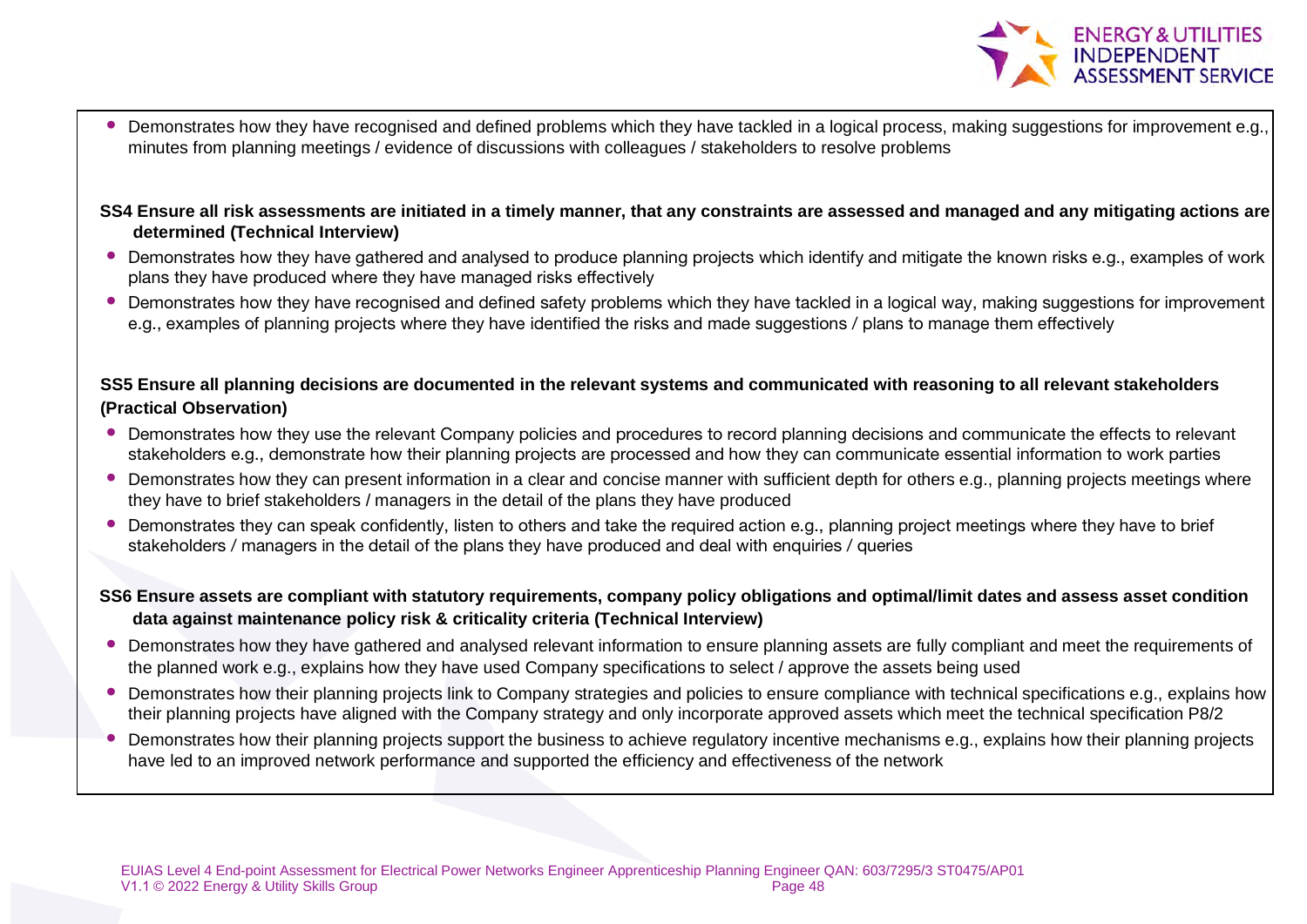- Demonstrates how they have recognised and defined problems which they have tackled in a logical process, making suggestions for improvement e.g., minutes from planning meetings / evidence of discussions with colleagues / stakeholders to resolve problems

**SS4 Ensure all risk assessments are initiated in a timely manner, that any constraints are assessed and managed and any mitigating actions are determined (Technical Interview)**

- Demonstrates how they have gathered and analysed to produce planning projects which identify and mitigate the known risks e.g., examples of work plans they have produced where they have managed risks effectively
- Demonstrates how they have recognised and defined safety problems which they have tackled in a logical way, making suggestions for improvement e.g., examples of planning projects where they have identified the risks and made suggestions / plans to manage them effectively

**SS5 Ensure all planning decisions are documented in the relevant systems and communicated with reasoning to all relevant stakeholders (Practical Observation)**

- Demonstrates how they use the relevant Company policies and procedures to record planning decisions and communicate the effects to relevant stakeholders e.g., demonstrate how their planning projects are processed and how they can communicate essential information to work parties
- Demonstrates how they can present information in a clear and concise manner with sufficient depth for others e.g., planning projects meetings where they have to brief stakeholders / managers in the detail of the plans they have produced
- Demonstrates they can speak confidently, listen to others and take the required action e.g., planning project meetings where they have to brief stakeholders / managers in the detail of the plans they have produced and deal with enquiries / queries

**SS6 Ensure assets are compliant with statutory requirements, company policy obligations and optimal/limit dates and assess asset condition data against maintenance policy risk & criticality criteria (Technical Interview)**

- Demonstrates how they have gathered and analysed relevant information to ensure planning assets are fully compliant and meet the requirements of the planned work e.g., explains how they have used Company specifications to select / approve the assets being used
- Demonstrates how their planning projects link to Company strategies and policies to ensure compliance with technical specifications e.g., explains how their planning projects have aligned with the Company strategy and only incorporate approved assets which meet the technical specification P8/2
- Demonstrates how their planning projects support the business to achieve regulatory incentive mechanisms e.g., explains how their planning projects have led to an improved network performance and supported the efficiency and effectiveness of the network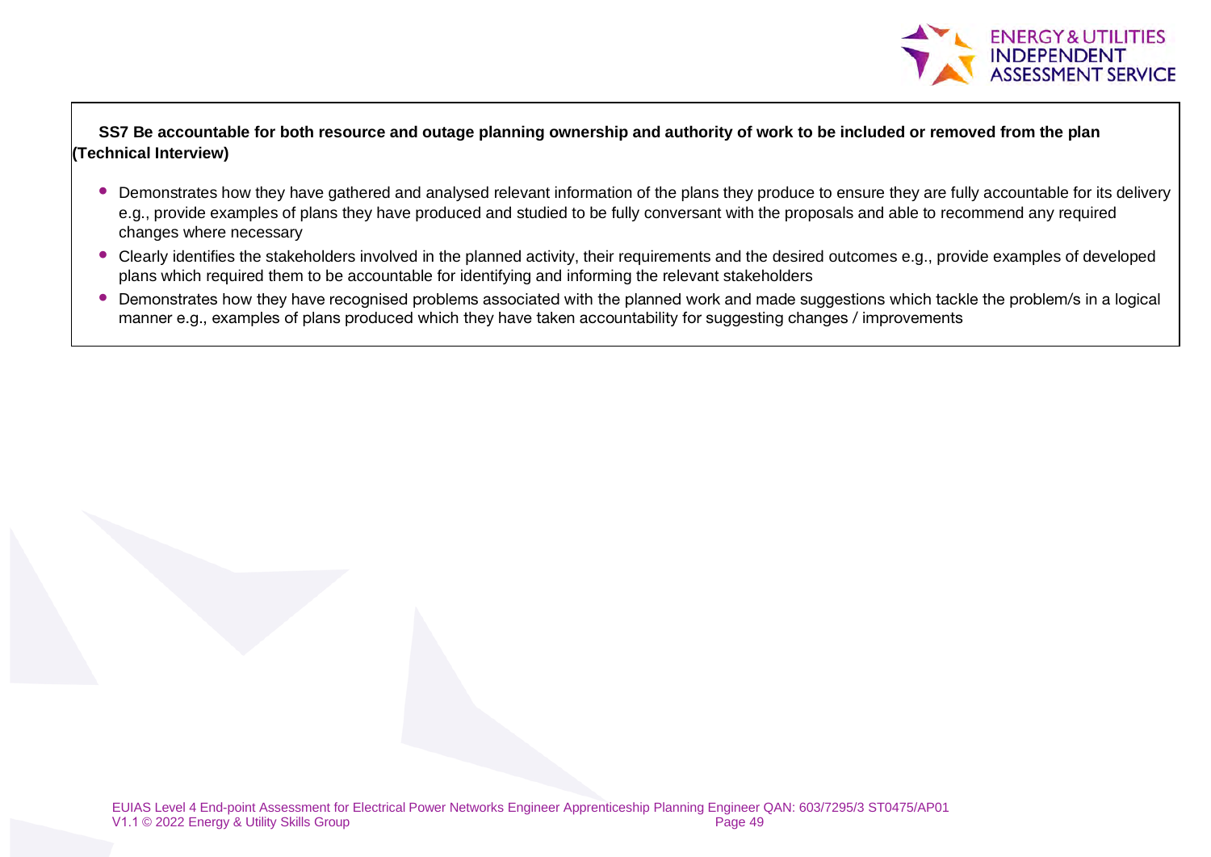**SS7 Be accountable for both resource and outage planning ownership and authority of work to be included or removed from the plan (Technical Interview)**

- Demonstrates how they have gathered and analysed relevant information of the plans they produce to ensure they are fully accountable for its delivery e.g., provide examples of plans they have produced and studied to be fully conversant with the proposals and able to recommend any required changes where necessary
- Clearly identifies the stakeholders involved in the planned activity, their requirements and the desired outcomes e.g., provide examples of developed plans which required them to be accountable for identifying and informing the relevant stakeholders
- Demonstrates how they have recognised problems associated with the planned work and made suggestions which tackle the problem/s in a logical manner e.g., examples of plans produced which they have taken accountability for suggesting changes / improvements